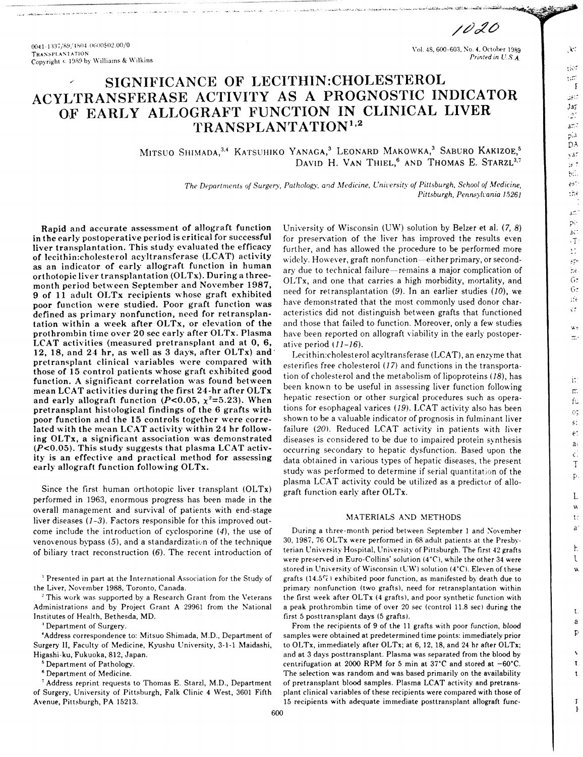0041-1337/89/4804-0600$02.00/0
TRANSPLANTATION
Copyright © 1989 by Williams & Wilkins

# SIGNIFICANCE OF LECITHIN:CHOLESTEROL ACYLTRANSFERASE ACTIVITY AS A PROGNOSTIC INDICATOR OF EARLY ALLOGRAFT FUNCTION IN CLINICAL LIVER TRANSPLANTATION[1,2]

MITSUO SHIMADA,[3,4] KATSUHIKO YANAGA,[3] LEONARD MAKOWKA,[3] SABURO KAKIZOE,[5] DAVID H. VAN THIEL,[6] AND THOMAS E. STARZL[3,7]

*The Departments of Surgery, Pathology, and Medicine, University of Pittsburgh, School of Medicine, Pittsburgh, Pennsylvania 15261*

**Rapid and accurate assessment of allograft function in the early postoperative period is critical for successful liver transplantation. This study evaluated the efficacy of lecithin:cholesterol acyltransferase (LCAT) activity as an indicator of early allograft function in human orthotopic liver transplantation (OLTx). During a three-month period between September and November 1987, 9 of 11 adult OLTx recipients whose graft exhibited poor function were studied. Poor graft function was defined as primary nonfunction, need for retransplantation within a week after OLTx, or elevation of the prothrombin time over 20 sec early after OLTx. Plasma LCAT activities (measured pretransplant and at 0, 6, 12, 18, and 24 hr, as well as 3 days, after OLTx) and pretransplant clinical variables were compared with those of 15 control patients whose graft exhibited good function. A significant correlation was found between mean LCAT activities during the first 24-hr after OLTx and early allograft function ($P<0.05$, $\chi^2=5.23$). When pretransplant histological findings of the 6 grafts with poor function and the 15 controls together were correlated with the mean LCAT activity within 24 hr following OLTx, a significant association was demonstrated ($P<0.05$). This study suggests that plasma LCAT activity is an effective and practical method for assessing early allograft function following OLTx.**

Since the first human orthotopic liver transplant (OLTx) performed in 1963, enormous progress has been made in the overall management and survival of patients with end-stage liver diseases (1-3). Factors responsible for this improved outcome include the introduction of cyclosporine (4), the use of venovenous bypass (5), and a standardization of the technique of biliary tract reconstruction (6). The recent introduction of University of Wisconsin (UW) solution by Belzer et al. (7, 8) for preservation of the liver has improved the results even further, and has allowed the procedure to be performed more widely. However, graft nonfunction—either primary, or secondary due to technical failure—remains a major complication of OLTx, and one that carries a high morbidity, mortality, and need for retransplantation (9). In an earlier studies (10), we have demonstrated that the most commonly used donor characteristics did not distinguish between grafts that functioned and those that failed to function. Moreover, only a few studies have been reported on allograft viability in the early postoperative period (11-16).

Lecithin:cholesterol acyltransferase (LCAT), an enzyme that esterifies free cholesterol (17) and functions in the transportation of cholesterol and the metabolism of lipoproteins (18), has been known to be useful in assessing liver function following hepatic resection or other surgical procedures such as operations for esophageal varices (19). LCAT activity also has been shown to be a valuable indicator of prognosis in fulminant liver failure (20). Reduced LCAT activity in patients with liver diseases is considered to be due to impaired protein synthesis occurring secondary to hepatic dysfunction. Based upon the data obtained in various types of hepatic diseases, the present study was performed to determine if serial quantitation of the plasma LCAT activity could be utilized as a predictor of allograft function early after OLTx.

## MATERIALS AND METHODS

During a three-month period between September 1 and November 30, 1987, 76 OLTx were performed in 68 adult patients at the Presbyterian University Hospital, University of Pittsburgh. The first 42 grafts were preserved in Euro-Collins' solution (4°C), while the other 34 were stored in University of Wisconsin (UW) solution (4°C). Eleven of these grafts (14.5%) exhibited poor function, as manifested by death due to primary nonfunction (two grafts), need for retransplantation within the first week after OLTx (4 grafts), and poor synthetic function with a peak prothrombin time of over 20 sec (control 11.8 sec) during the first 5 posttransplant days (5 grafts).

From the recipients of 9 of the 11 grafts with poor function, blood samples were obtained at predetermined time points: immediately prior to OLTx, immediately after OLTx; at 6, 12, 18, and 24 hr after OLTx; and at 3 days posttransplant. Plasma was separated from the blood by centrifugation at 2000 RPM for 5 min at 37°C and stored at −60°C. The selection was random and was based primarily on the availability of pretransplant blood samples. Plasma LCAT activity and pretransplant clinical variables of these recipients were compared with those of 15 recipients with adequate immediate posttransplant allograft func-

---

[1] Presented in part at the International Association for the Study of the Liver, November 1988, Toronto, Canada.

[2] This work was supported by a Research Grant from the Veterans Administrations and by Project Grant A 29961 from the National Institutes of Health, Bethesda, MD.

[3] Department of Surgery.

[4] Address correspondence to: Mitsuo Shimada, M.D., Department of Surgery II, Faculty of Medicine, Kyushu University, 3-1-1 Maidashi, Higashi-ku, Fukuoka, 812, Japan.

[5] Department of Pathology.

[6] Department of Medicine.

[7] Address reprint requests to Thomas E. Starzl, M.D., Department of Surgery, University of Pittsburgh, Falk Clinic 4 West, 3601 Fifth Avenue, Pittsburgh, PA 15213.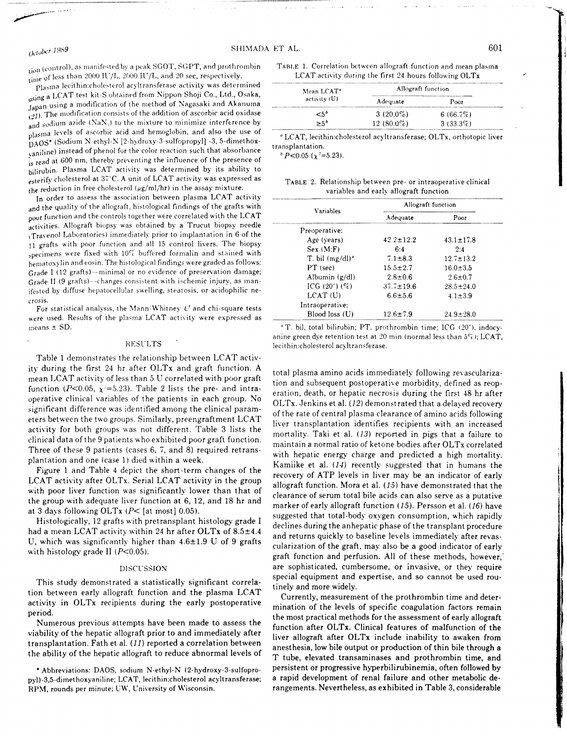tion (control), as manifested by a peak SGOT, SGPT, and prothrombin time of less than 2000 IU/L, 2000 IU/L, and 20 sec, respectively.

Plasma lecithin:cholesterol acyltransferase activity was determined using a LCAT test kit-S obtained from Nippon Shoji Co., Ltd., Osaka, Japan using a modification of the method of Nagasaki and Akanuma (21). The modification consists of the addition of ascorbic acid oxidase and sodium azide ($NaN_3$) to the mixture to minimize interference by plasma levels of ascorbic acid and hemoglobin, and also the use of DAOS* (Sodium N-ethyl-N [2-hydroxy-3-sulfopropyl] -3, 5-dimethoxyaniline) instead of phenol for the color reaction such that absorbance is read at 600 nm, thereby preventing the influence of the presence of bilirubin. Plasma LCAT activity was determined by its ability to esterify cholesterol at 37°C. A unit of LCAT activity was expressed as the reduction in free cholesterol (μg/ml/hr) in the assay mixture.

In order to assess the association between plasma LCAT activity and the quality of the allograft, histological findings of the grafts with poor function and the controls together were correlated with the LCAT activities. Allograft biopsy was obtained by a Trucut biopsy needle (Travenol Laboratories) immediately prior to implantation in 6 of the 11 grafts with poor function and all 15 control livers. The biopsy specimens were fixed with 10% buffered formalin and stained with hematoxylin and eosin. The histological findings were graded as follows: Grade I (12 grafts)—minimal or no evidence of preservation damage; Grade II (9 grafts)—changes consistent with ischemic injury, as manifested by diffuse hepatocellular swelling, steatosis, or acidophilic necrosis.

For statistical analysis, the Mann-Whitney $U$ and chi-square tests were used. Results of the plasma LCAT activity were expressed as means ± SD.

## RESULTS

Table 1 demonstrates the relationship between LCAT activity during the first 24 hr after OLTx and graft function. A mean LCAT activity of less than 5 U correlated with poor graft function ($P<0.05$, $\chi^2=5.23$). Table 2 lists the pre- and intraoperative clinical variables of the patients in each group. No significant difference was identified among the clinical parameters between the two groups. Similarly, preengraftment LCAT activity for both groups was not different. Table 3 lists the clinical data of the 9 patients who exhibited poor graft function. Three of these 9 patients (cases 6, 7, and 8) required retransplantation and one (case 1) died within a week.

Figure 1 and Table 4 depict the short-term changes of the LCAT activity after OLTx. Serial LCAT activity in the group with poor liver function was significantly lower than that of the group with adequate liver function at 6, 12, and 18 hr and at 3 days following OLTx ($P<$ [at most] 0.05).

Histologically, 12 grafts with pretransplant histology grade I had a mean LCAT activity within 24 hr after OLTx of 8.5±4.4 U, which was significantly higher than 4.6±1.9 U of 9 grafts with histology grade II ($P<0.05$).

## DISCUSSION

This study demonstrated a statistically significant correlation between early allograft function and the plasma LCAT activity in OLTx recipients during the early postoperative period.

Numerous previous attempts have been made to assess the viability of the hepatic allograft prior to and immediately after transplantation. Fath et al. (11) reported a correlation between the ability of the hepatic allograft to reduce abnormal levels of total plasma amino acids immediately following revascularization and subsequent postoperative morbidity, defined as reoperation, death, or hepatic necrosis during the first 48 hr after OLTx. Jenkins et al. (12) demonstrated that a delayed recovery of the rate of central plasma clearance of amino acids following liver transplantation identifies recipients with an increased mortality. Taki et al. (13) reported in pigs that a failure to maintain a normal ratio of ketone bodies after OLTx correlated with hepatic energy charge and predicted a high mortality. Kamiike et al. (14) recently suggested that in humans the recovery of ATP levels in liver may be an indicator of early allograft function. Mora et al. (15) have demonstrated that the clearance of serum total bile acids can also serve as a putative marker of early allograft function (15). Persson et al. (16) have suggested that total-body oxygen consumption, which rapidly declines during the anhepatic phase of the transplant procedure and returns quickly to baseline levels immediately after revascularization of the graft, may also be a good indicator of early graft function and perfusion. All of these methods, however, are sophisticated, cumbersome, or invasive, or they require special equipment and expertise, and so cannot be used routinely and more widely.

Currently, measurement of the prothrombin time and determination of the levels of specific coagulation factors remain the most practical methods for the assessment of early allograft function after OLTx. Clinical features of malfunction of the liver allograft after OLTx include inability to awaken from anesthesia, low bile output or production of thin bile through a T tube, elevated transaminases and prothrombin time, and persistent or progressive hyperbilirubinemia, often followed by a rapid development of renal failure and other metabolic derangements. Nevertheless, as exhibited in Table 3, considerable

TABLE 1. Correlation between allograft function and mean plasma LCAT activity during the first 24 hours following OLTx

| Mean LCAT[a] activity (U) | Allograft function | |
|---|---|---|
| | Adequate | Poor |
| <5[b] | 3 (20.0%) | 6 (66.7%) |
| ≥5[b] | 12 (80.0%) | 3 (33.3%) |

[a] LCAT, lecithin:cholesterol acyltransferase; OLTx, orthotopic liver transplantation.

[b] $P<0.05$ ($\chi^2=5.23$).

TABLE 2. Relationship between pre- or intraoperative clinical variables and early allograft function

| Variables | Allograft function | |
|---|---|---|
| | Adequate | Poor |
| Preoperative: | | |
| Age (years) | 42.2±12.2 | 43.1±17.8 |
| Sex (M:F) | 6:4 | 2:4 |
| T. bil (mg/dl)[a] | 7.1±8.3 | 12.7±13.2 |
| PT (sec) | 15.5±2.7 | 16.0±3.5 |
| Albumin (g/dl) | 2.8±0.6 | 2.6±0.7 |
| ICG (20′) (%) | 37.7±19.6 | 28.5±24.0 |
| LCAT (U) | 6.6±5.6 | 4.1±3.9 |
| Intraoperative: | | |
| Blood loss (U) | 12.6±7.9 | 24.9±28.0 |

[a] T. bil, total bilirubin; PT, prothrombin time; ICG (20′), indocyanine green dye retention test at 20 min (normal less than 5%); LCAT, lecithin:cholesterol acyltransferase.

\* Abbreviations: DAOS, sodium N-ethyl-N (2-hydroxy-3-sulfopropyl)-3,5-dimethoxyaniline; LCAT, lecithin:cholesterol acyltransferase; RPM, rounds per minute; UW, University of Wisconsin.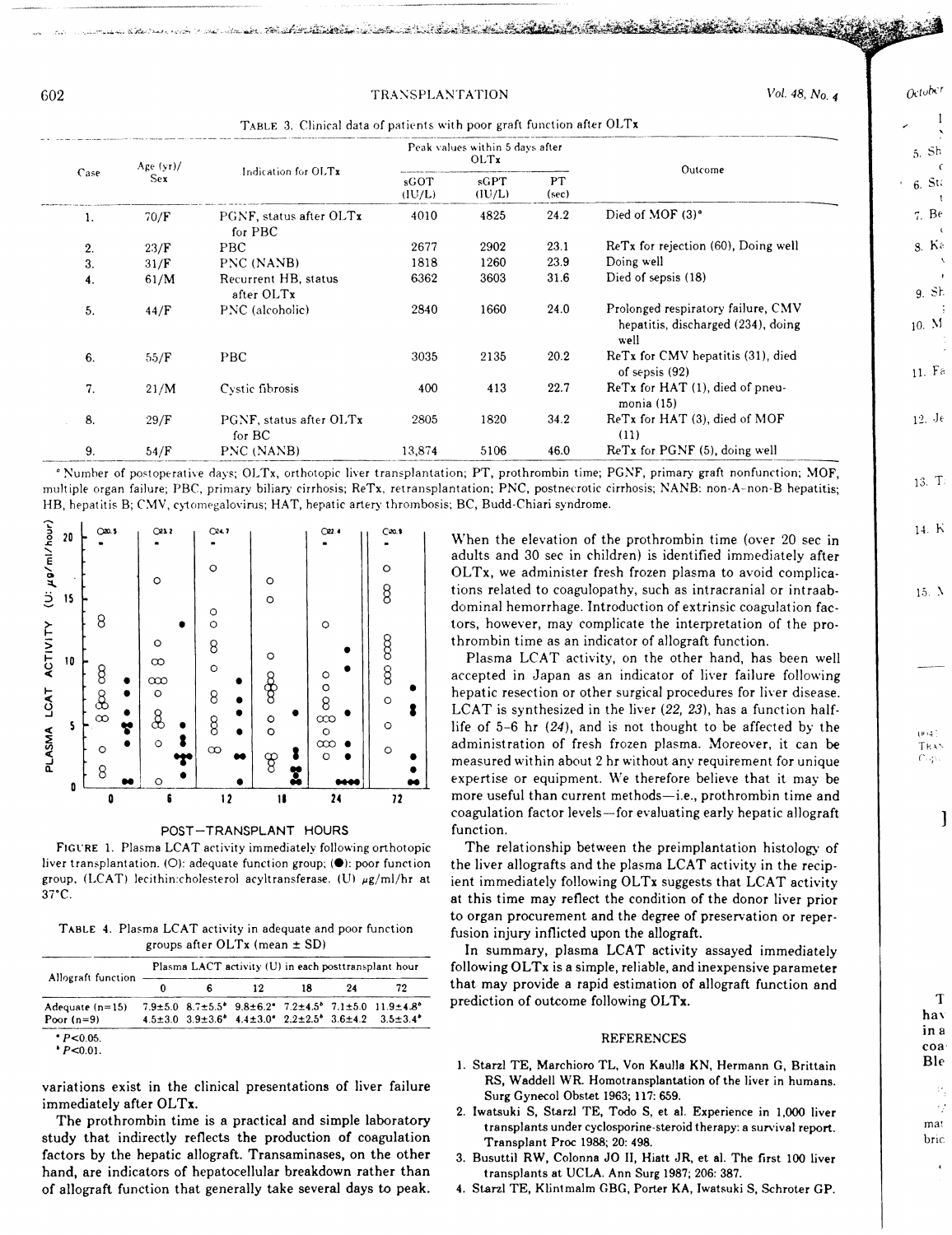TABLE 3. Clinical data of patients with poor graft function after OLTx

| Case | Age (yr)/ Sex | Indication for OLTx | Peak values within 5 days after OLTx | | | Outcome |
|---|---|---|---|---|---|---|
| | | | sGOT (IU/L) | sGPT (IU/L) | PT (sec) | |
| 1. | 70/F | PGNF, status after OLTx for PBC | 4010 | 4825 | 24.2 | Died of MOF (3)[a] |
| 2. | 23/F | PBC | 2677 | 2902 | 23.1 | ReTx for rejection (60), Doing well |
| 3. | 31/F | PNC (NANB) | 1818 | 1260 | 23.9 | Doing well |
| 4. | 61/M | Recurrent HB, status after OLTx | 6362 | 3603 | 31.6 | Died of sepsis (18) |
| 5. | 44/F | PNC (alcoholic) | 2840 | 1660 | 24.0 | Prolonged respiratory failure, CMV hepatitis, discharged (234), doing well |
| 6. | 55/F | PBC | 3035 | 2135 | 20.2 | ReTx for CMV hepatitis (31), died of sepsis (92) |
| 7. | 21/M | Cystic fibrosis | 400 | 413 | 22.7 | ReTx for HAT (1), died of pneumonia (15) |
| 8. | 29/F | PGNF, status after OLTx for BC | 2805 | 1820 | 34.2 | ReTx for HAT (3), died of MOF (11) |
| 9. | 54/F | PNC (NANB) | 13,874 | 5106 | 46.0 | ReTx for PGNF (5), doing well |

[a] Number of postoperative days; OLTx, orthotopic liver transplantation; PT, prothrombin time; PGNF, primary graft nonfunction; MOF, multiple organ failure; PBC, primary biliary cirrhosis; ReTx, retransplantation; PNC, postnecrotic cirrhosis; NANB: non-A-non-B hepatitis; HB, hepatitis B; CMV, cytomegalovirus; HAT, hepatic artery thrombosis; BC, Budd-Chiari syndrome.

FIGURE 1. Plasma LCAT activity immediately following orthotopic liver transplantation. (○): adequate function group; (●): poor function group. (LCAT) lecithin:cholesterol acyltransferase. (U) μg/ml/hr at 37°C.

TABLE 4. Plasma LCAT activity in adequate and poor function groups after OLTx (mean ± SD)

| Allograft function | Plasma LACT activity (U) in each posttransplant hour | | | | | |
|---|---|---|---|---|---|---|
| | 0 | 6 | 12 | 18 | 24 | 72 |
| Adequate (n=15) | 7.9±5.0 | 8.7±5.5[b] | 9.8±6.2[a] | 7.2±4.5[b] | 7.1±5.0 | 11.9±4.8[b] |
| Poor (n=9) | 4.5±3.0 | 3.9±3.6[b] | 4.4±3.0[a] | 2.2±2.5[b] | 3.6±4.2 | 3.5±3.4[b] |

[a] $P<0.05$.
[b] $P<0.01$.

variations exist in the clinical presentations of liver failure immediately after OLTx.

The prothrombin time is a practical and simple laboratory study that indirectly reflects the production of coagulation factors by the hepatic allograft. Transaminases, on the other hand, are indicators of hepatocellular breakdown rather than of allograft function that generally take several days to peak. When the elevation of the prothrombin time (over 20 sec in adults and 30 sec in children) is identified immediately after OLTx, we administer fresh frozen plasma to avoid complications related to coagulopathy, such as intracranial or intraabdominal hemorrhage. Introduction of extrinsic coagulation factors, however, may complicate the interpretation of the prothrombin time as an indicator of allograft function.

Plasma LCAT activity, on the other hand, has been well accepted in Japan as an indicator of liver failure following hepatic resection or other surgical procedures for liver disease. LCAT is synthesized in the liver (*22, 23*), has a function half-life of 5–6 hr (*24*), and is not thought to be affected by the administration of fresh frozen plasma. Moreover, it can be measured within about 2 hr without any requirement for unique expertise or equipment. We therefore believe that it may be more useful than current methods—i.e., prothrombin time and coagulation factor levels—for evaluating early hepatic allograft function.

The relationship between the preimplantation histology of the liver allografts and the plasma LCAT activity in the recipient immediately following OLTx suggests that LCAT activity at this time may reflect the condition of the donor liver prior to organ procurement and the degree of preservation or reperfusion injury inflicted upon the allograft.

In summary, plasma LCAT activity assayed immediately following OLTx is a simple, reliable, and inexpensive parameter that may provide a rapid estimation of allograft function and prediction of outcome following OLTx.

## REFERENCES

1. Starzl TE, Marchioro TL, Von Kaulla KN, Hermann G, Brittain RS, Waddell WR. Homotransplantation of the liver in humans. Surg Gynecol Obstet 1963; 117: 659.
2. Iwatsuki S, Starzl TE, Todo S, et al. Experience in 1,000 liver transplants under cyclosporine-steroid therapy: a survival report. Transplant Proc 1988; 20: 498.
3. Busuttil RW, Colonna JO II, Hiatt JR, et al. The first 100 liver transplants at UCLA. Ann Surg 1987; 206: 387.
4. Starzl TE, Klintmalm GBG, Porter KA, Iwatsuki S, Schroter GP.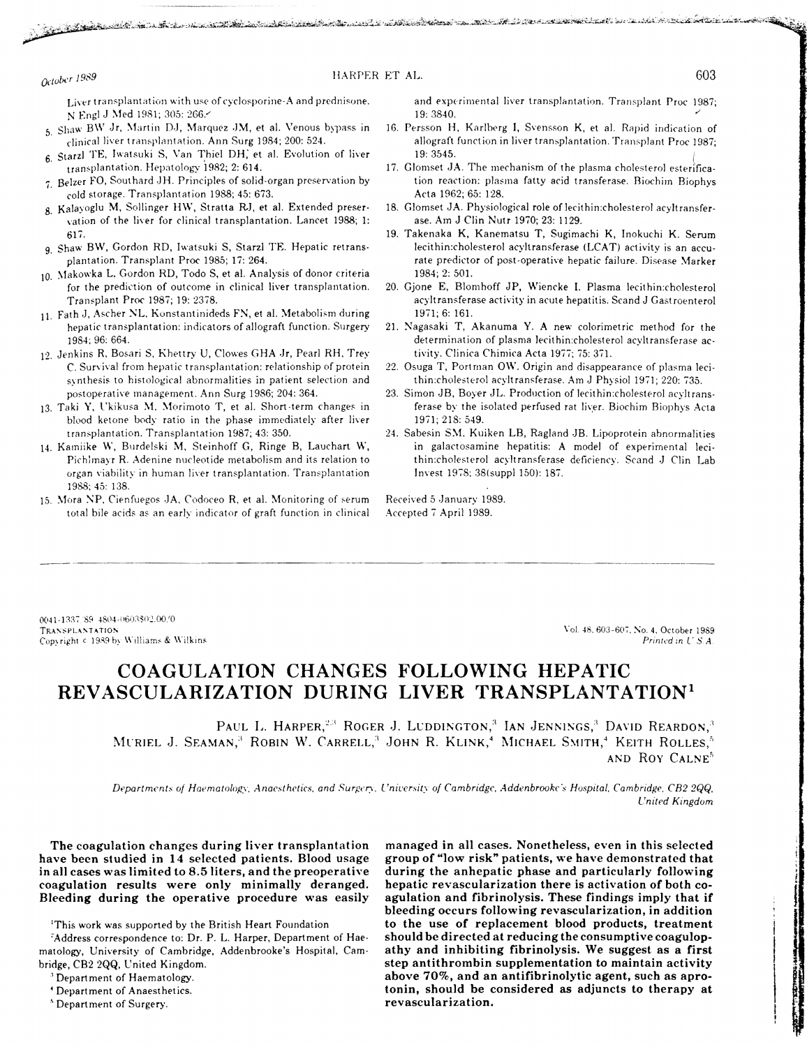Liver transplantation with use of cyclosporine-A and prednisone. N Engl J Med 1981; 305: 266.

5. Shaw BW Jr, Martin DJ, Marquez JM, et al. Venous bypass in clinical liver transplantation. Ann Surg 1984; 200: 524.
6. Starzl TE, Iwatsuki S, Van Thiel DH, et al. Evolution of liver transplantation. Hepatology 1982; 2: 614.
7. Belzer FO, Southard JH. Principles of solid-organ preservation by cold storage. Transplantation 1988; 45: 673.
8. Kalayoglu M, Sollinger HW, Stratta RJ, et al. Extended preservation of the liver for clinical transplantation. Lancet 1988; 1: 617.
9. Shaw BW, Gordon RD, Iwatsuki S, Starzl TE. Hepatic retransplantation. Transplant Proc 1985; 17: 264.
10. Makowka L, Gordon RD, Todo S, et al. Analysis of donor criteria for the prediction of outcome in clinical liver transplantation. Transplant Proc 1987; 19: 2378.
11. Fath J, Ascher NL, Konstantinideds FN, et al. Metabolism during hepatic transplantation: indicators of allograft function. Surgery 1984; 96: 664.
12. Jenkins R, Bosari S, Khettry U, Clowes GHA Jr, Pearl RH, Trey C. Survival from hepatic transplantation: relationship of protein synthesis to histological abnormalities in patient selection and postoperative management. Ann Surg 1986; 204: 364.
13. Taki Y, Ukikusa M, Morimoto T, et al. Short-term changes in blood ketone body ratio in the phase immediately after liver transplantation. Transplantation 1987; 43: 350.
14. Kamiike W, Burdelski M, Steinhoff G, Ringe B, Lauchart W, Pichlmayr R. Adenine nucleotide metabolism and its relation to organ viability in human liver transplantation. Transplantation 1988; 45: 138.
15. Mora NP, Cienfuegos JA, Codoceo R, et al. Monitoring of serum total bile acids as an early indicator of graft function in clinical and experimental liver transplantation. Transplant Proc 1987; 19: 3840.
16. Persson H, Karlberg I, Svensson K, et al. Rapid indication of allograft function in liver transplantation. Transplant Proc 1987; 19: 3545.
17. Glomset JA. The mechanism of the plasma cholesterol esterification reaction: plasma fatty acid transferase. Biochim Biophys Acta 1962; 65: 128.
18. Glomset JA. Physiological role of lecithin:cholesterol acyltransferase. Am J Clin Nutr 1970; 23: 1129.
19. Takenaka K, Kanematsu T, Sugimachi K, Inokuchi K. Serum lecithin:cholesterol acyltransferase (LCAT) activity is an accurate predictor of post-operative hepatic failure. Disease Marker 1984; 2: 501.
20. Gjone E, Blomhoff JP, Wiencke I. Plasma lecithin:cholesterol acyltransferase activity in acute hepatitis. Scand J Gastroenterol 1971; 6: 161.
21. Nagasaki T, Akanuma Y. A new colorimetric method for the determination of plasma lecithin:cholesterol acyltransferase activity. Clinica Chimica Acta 1977; 75: 371.
22. Osuga T, Portman OW. Origin and disappearance of plasma lecithin:cholesterol acyltransferase. Am J Physiol 1971; 220: 735.
23. Simon JB, Boyer JL. Production of lecithin:cholesterol acyltransferase by the isolated perfused rat liver. Biochim Biophys Acta 1971; 218: 549.
24. Sabesin SM, Kuiken LB, Ragland JB. Lipoprotein abnormalities in galactosamine hepatitis: A model of experimental lecithin:cholesterol acyltransferase deficiency. Scand J Clin Lab Invest 1978; 38(suppl 150): 187.

Received 5 January 1989.
Accepted 7 April 1989.

---

0041-1337/89/4804-0603$02.00/0
TRANSPLANTATION
Copyright © 1989 by Williams & Wilkins

Vol. 48, 603-607, No. 4, October 1989
*Printed in U.S.A.*

# COAGULATION CHANGES FOLLOWING HEPATIC REVASCULARIZATION DURING LIVER TRANSPLANTATION[1]

PAUL L. HARPER,[2,3] ROGER J. LUDDINGTON,[3] IAN JENNINGS,[3] DAVID REARDON,[3] MURIEL J. SEAMAN,[3] ROBIN W. CARRELL,[3] JOHN R. KLINK,[4] MICHAEL SMITH,[4] KEITH ROLLES,[5] AND ROY CALNE[5]

*Departments of Haematology, Anaesthetics, and Surgery, University of Cambridge, Addenbrooke's Hospital, Cambridge, CB2 2QQ, United Kingdom*

**The coagulation changes during liver transplantation have been studied in 14 selected patients. Blood usage in all cases was limited to 8.5 liters, and the preoperative coagulation results were only minimally deranged. Bleeding during the operative procedure was easily managed in all cases. Nonetheless, even in this selected group of "low risk" patients, we have demonstrated that during the anhepatic phase and particularly following hepatic revascularization there is activation of both coagulation and fibrinolysis. These findings imply that if bleeding occurs following revascularization, in addition to the use of replacement blood products, treatment should be directed at reducing the consumptive coagulopathy and inhibiting fibrinolysis. We suggest as a first step antithrombin supplementation to maintain activity above 70%, and an antifibrinolytic agent, such as aprotonin, should be considered as adjuncts to therapy at revascularization.**

[1] This work was supported by the British Heart Foundation

[2] Address correspondence to: Dr. P. L. Harper, Department of Haematology, University of Cambridge, Addenbrooke's Hospital, Cambridge, CB2 2QQ, United Kingdom.

[3] Department of Haematology.

[4] Department of Anaesthetics.

[5] Department of Surgery.